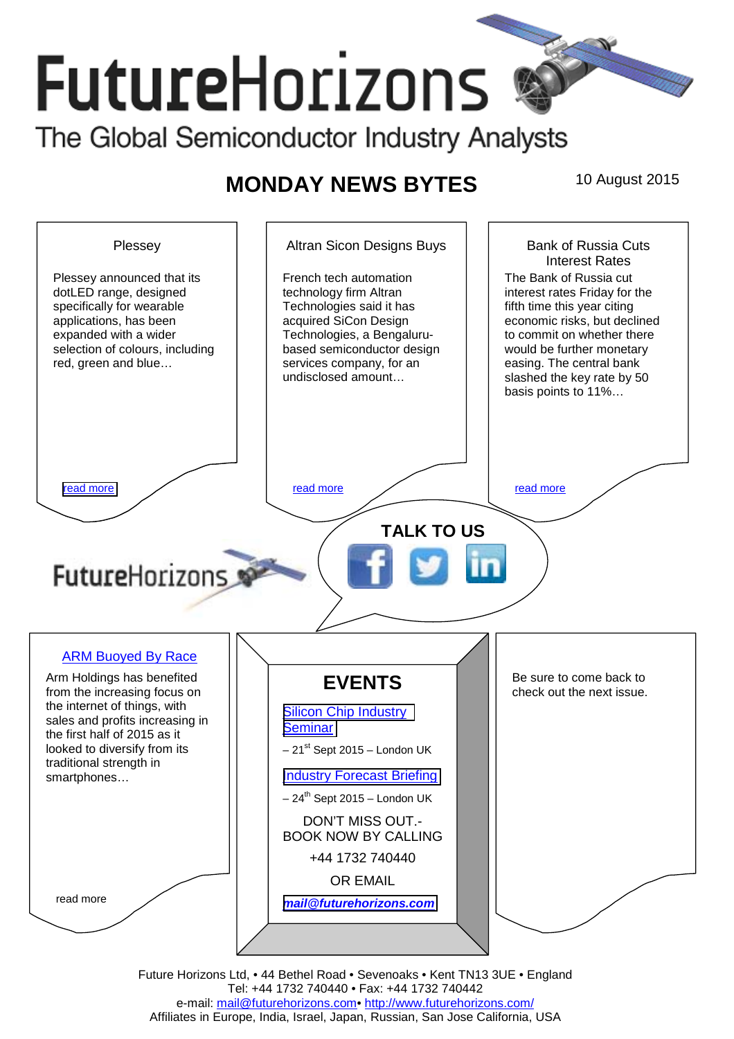# FutureHorizons

The Global Semiconductor Industry Analysts

## MONDAY NEWS BYTES

10 August 2015

### Plessey

Plessey announced that its dotLED range, designed specifically for wearable applications, has been expanded with a wider selection of colours, including red, green and blue…

read more

### Altran Sicon Designs Buys

French tech automation technology firm Altran Technologies said it has acquired SiCon Design Technologies, a Bengaluru-based semiconductor design services company, for an undisclosed amount…

read more

### Bank of Russia Cuts Interest Rates

The Bank of Russia cut interest rates Friday for the fifth time this year citing economic risks, but declined to commit on whether there would be further monetary easing. The central bank slashed the key rate by 50 basis points to 11%…

read more

**TALK TO US**

FutureHorizons

### ARM Buoyed By Race

Arm Holdings has benefited from the increasing focus on the internet of things, with sales and profits increasing in the first half of 2015 as it looked to diversify from its traditional strength in smartphones…

read more

## EVENTS

Silicon Chip Industry Seminar

– 21st Sept 2015 – London UK

Industry Forecast Briefing

– 24th Sept 2015 – London UK

DON'T MISS OUT.- BOOK NOW BY CALLING

+44 1732 740440

OR EMAIL

***mail@futurehorizons.com***

Be sure to come back to check out the next issue.

Future Horizons Ltd, • 44 Bethel Road • Sevenoaks • Kent TN13 3UE • England
Tel: +44 1732 740440 • Fax: +44 1732 740442
e-mail: mail@futurehorizons.com• http://www.futurehorizons.com/
Affiliates in Europe, India, Israel, Japan, Russian, San Jose California, USA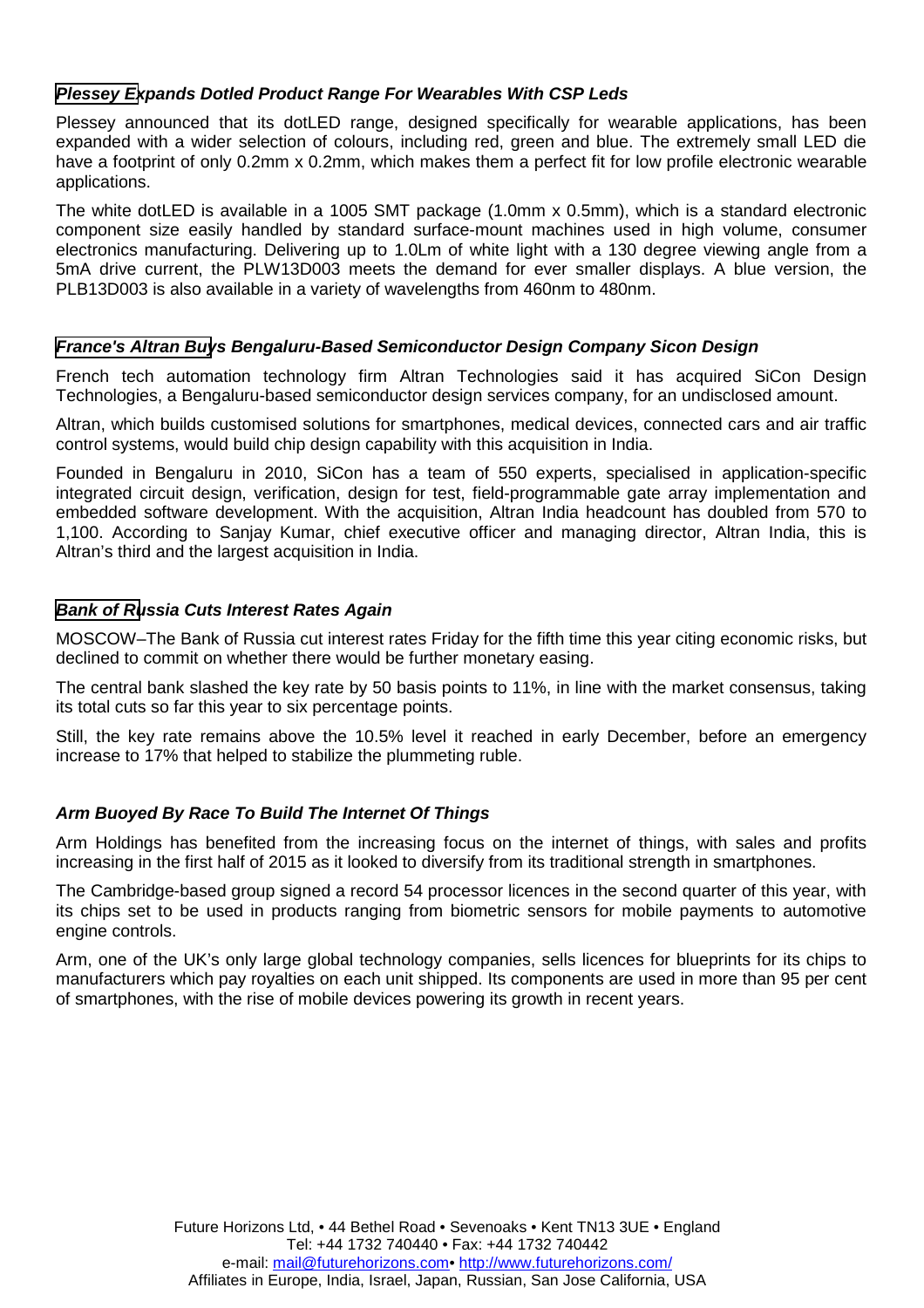### ***Plessey Expands Dotled Product Range For Wearables With CSP Leds***

Plessey announced that its dotLED range, designed specifically for wearable applications, has been expanded with a wider selection of colours, including red, green and blue. The extremely small LED die have a footprint of only 0.2mm x 0.2mm, which makes them a perfect fit for low profile electronic wearable applications.

The white dotLED is available in a 1005 SMT package (1.0mm x 0.5mm), which is a standard electronic component size easily handled by standard surface-mount machines used in high volume, consumer electronics manufacturing. Delivering up to 1.0Lm of white light with a 130 degree viewing angle from a 5mA drive current, the PLW13D003 meets the demand for ever smaller displays. A blue version, the PLB13D003 is also available in a variety of wavelengths from 460nm to 480nm.

### ***France's Altran Buys Bengaluru-Based Semiconductor Design Company Sicon Design***

French tech automation technology firm Altran Technologies said it has acquired SiCon Design Technologies, a Bengaluru-based semiconductor design services company, for an undisclosed amount.

Altran, which builds customised solutions for smartphones, medical devices, connected cars and air traffic control systems, would build chip design capability with this acquisition in India.

Founded in Bengaluru in 2010, SiCon has a team of 550 experts, specialised in application-specific integrated circuit design, verification, design for test, field-programmable gate array implementation and embedded software development. With the acquisition, Altran India headcount has doubled from 570 to 1,100. According to Sanjay Kumar, chief executive officer and managing director, Altran India, this is Altran's third and the largest acquisition in India.

### ***Bank of Russia Cuts Interest Rates Again***

MOSCOW–The Bank of Russia cut interest rates Friday for the fifth time this year citing economic risks, but declined to commit on whether there would be further monetary easing.

The central bank slashed the key rate by 50 basis points to 11%, in line with the market consensus, taking its total cuts so far this year to six percentage points.

Still, the key rate remains above the 10.5% level it reached in early December, before an emergency increase to 17% that helped to stabilize the plummeting ruble.

### ***Arm Buoyed By Race To Build The Internet Of Things***

Arm Holdings has benefited from the increasing focus on the internet of things, with sales and profits increasing in the first half of 2015 as it looked to diversify from its traditional strength in smartphones.

The Cambridge-based group signed a record 54 processor licences in the second quarter of this year, with its chips set to be used in products ranging from biometric sensors for mobile payments to automotive engine controls.

Arm, one of the UK's only large global technology companies, sells licences for blueprints for its chips to manufacturers which pay royalties on each unit shipped. Its components are used in more than 95 per cent of smartphones, with the rise of mobile devices powering its growth in recent years.